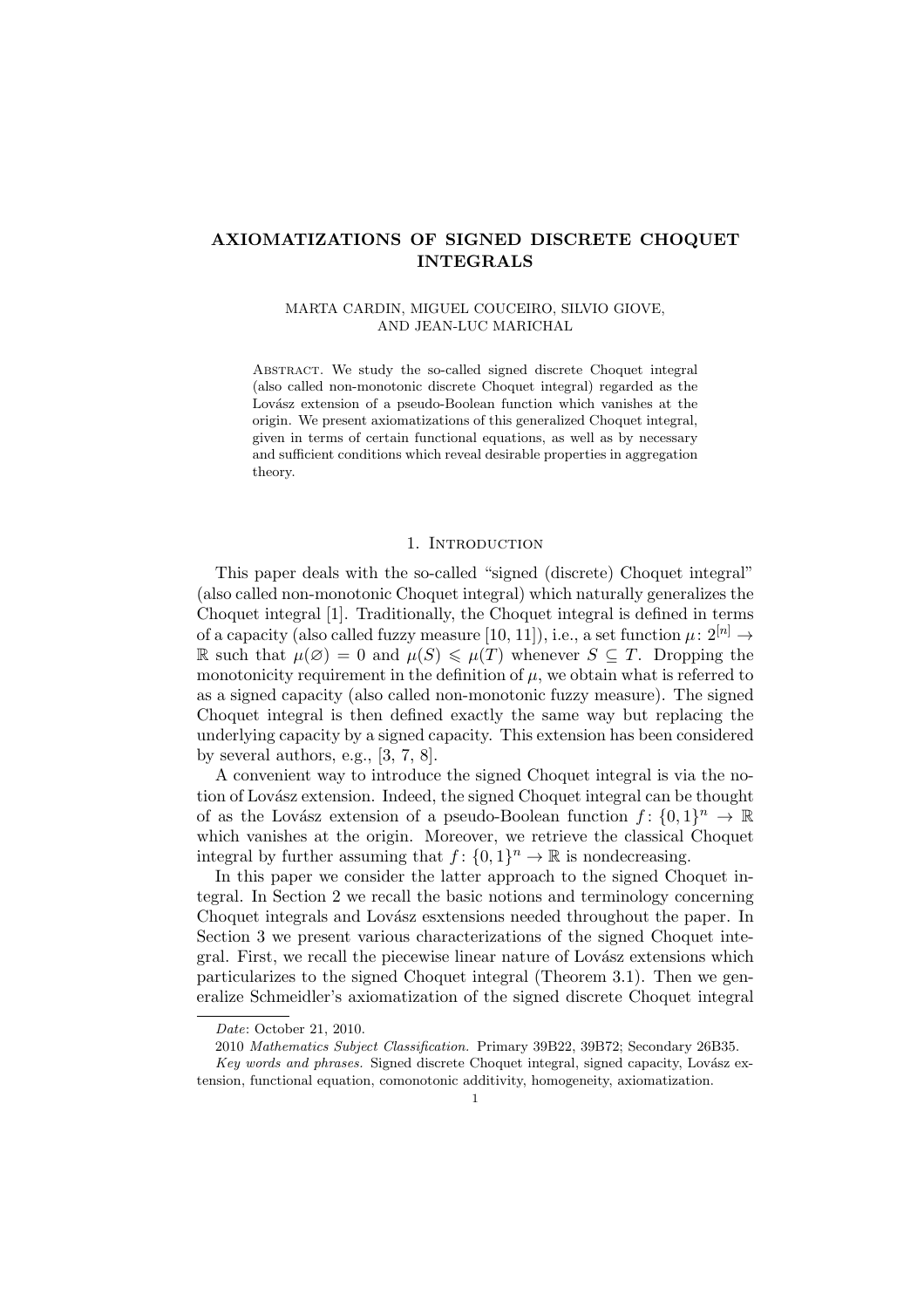# AXIOMATIZATIONS OF SIGNED DISCRETE CHOQUET INTEGRALS

MARTA CARDIN, MIGUEL COUCEIRO, SILVIO GIOVE, AND JEAN-LUC MARICHAL

ABSTRACT. We study the so-called signed discrete Choquet integral (also called non-monotonic discrete Choquet integral) regarded as the Lovász extension of a pseudo-Boolean function which vanishes at the origin. We present axiomatizations of this generalized Choquet integral, given in terms of certain functional equations, as well as by necessary and sufficient conditions which reveal desirable properties in aggregation theory.

## 1. Introduction

This paper deals with the so-called "signed (discrete) Choquet integral" (also called non-monotonic Choquet integral) which naturally generalizes the Choquet integral [1]. Traditionally, the Choquet integral is defined in terms of a capacity (also called fuzzy measure [10, 11]), i.e., a set function $\mu\colon 2^{[n]} \to \mathbb{R}$ such that $\mu(\varnothing) = 0$ and $\mu(S) \leqslant \mu(T)$ whenever $S \subseteq T$. Dropping the monotonicity requirement in the definition of $\mu$, we obtain what is referred to as a signed capacity (also called non-monotonic fuzzy measure). The signed Choquet integral is then defined exactly the same way but replacing the underlying capacity by a signed capacity. This extension has been considered by several authors, e.g., [3, 7, 8].

A convenient way to introduce the signed Choquet integral is via the notion of Lovász extension. Indeed, the signed Choquet integral can be thought of as the Lovász extension of a pseudo-Boolean function $f\colon \{0,1\}^n \to \mathbb{R}$ which vanishes at the origin. Moreover, we retrieve the classical Choquet integral by further assuming that $f\colon \{0,1\}^n \to \mathbb{R}$ is nondecreasing.

In this paper we consider the latter approach to the signed Choquet integral. In Section 2 we recall the basic notions and terminology concerning Choquet integrals and Lovász esxtensions needed throughout the paper. In Section 3 we present various characterizations of the signed Choquet integral. First, we recall the piecewise linear nature of Lovász extensions which particularizes to the signed Choquet integral (Theorem 3.1). Then we generalize Schmeidler's axiomatization of the signed discrete Choquet integral

---

*Date*: October 21, 2010.

2010 *Mathematics Subject Classification.* Primary 39B22, 39B72; Secondary 26B35.

*Key words and phrases.* Signed discrete Choquet integral, signed capacity, Lovász extension, functional equation, comonotonic additivity, homogeneity, axiomatization.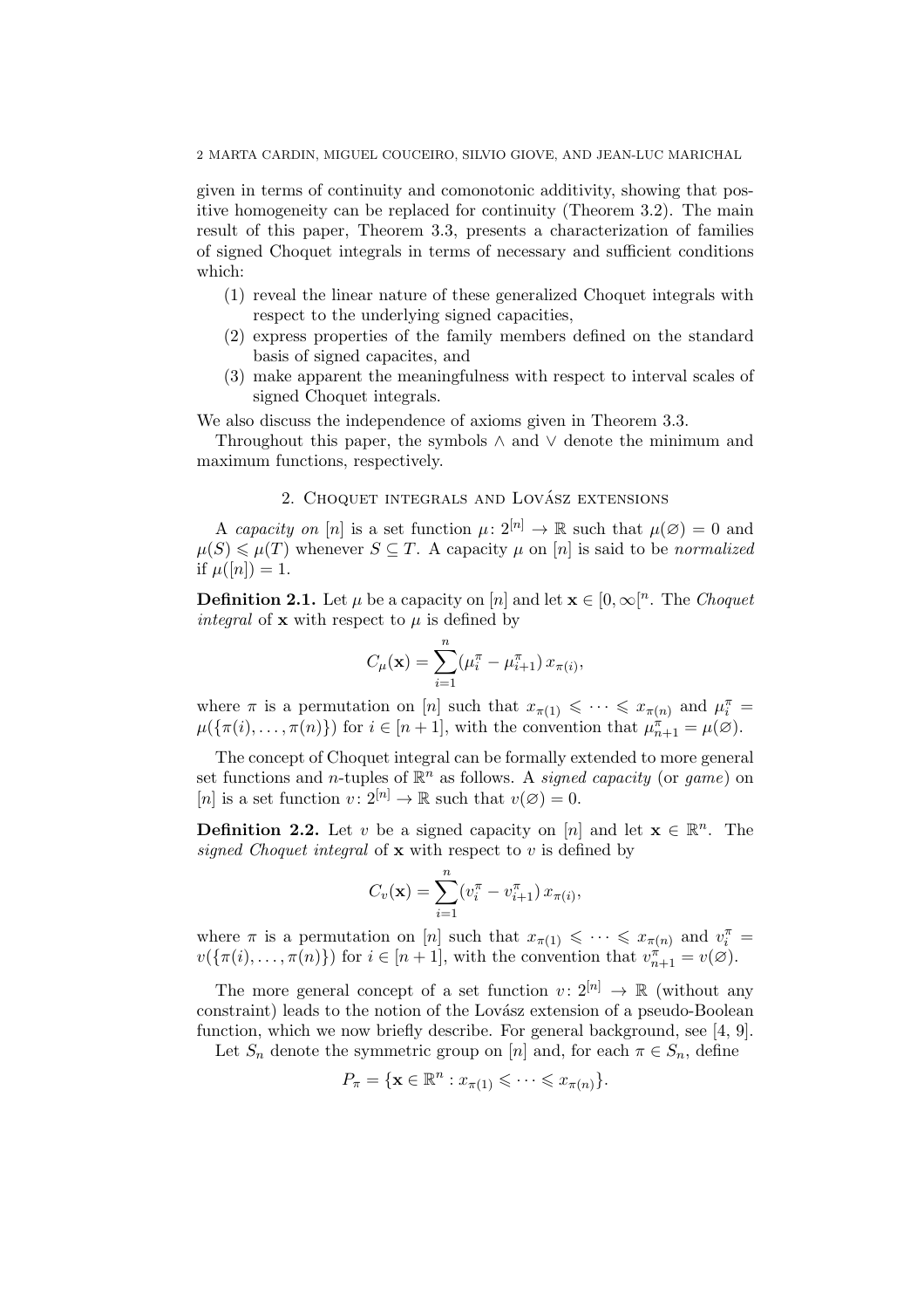given in terms of continuity and comonotonic additivity, showing that positive homogeneity can be replaced for continuity (Theorem 3.2). The main result of this paper, Theorem 3.3, presents a characterization of families of signed Choquet integrals in terms of necessary and sufficient conditions which:

(1) reveal the linear nature of these generalized Choquet integrals with respect to the underlying signed capacities,
(2) express properties of the family members defined on the standard basis of signed capacites, and
(3) make apparent the meaningfulness with respect to interval scales of signed Choquet integrals.

We also discuss the independence of axioms given in Theorem 3.3.

Throughout this paper, the symbols $\wedge$ and $\vee$ denote the minimum and maximum functions, respectively.

## 2. Choquet integrals and Lovász extensions

A *capacity on* $[n]$ is a set function $\mu\colon 2^{[n]} \to \mathbb{R}$ such that $\mu(\varnothing) = 0$ and $\mu(S) \leqslant \mu(T)$ whenever $S \subseteq T$. A capacity $\mu$ on $[n]$ is said to be *normalized* if $\mu([n]) = 1$.

**Definition 2.1.** Let $\mu$ be a capacity on $[n]$ and let $\mathbf{x} \in [0,\infty[^n$. The *Choquet integral* of $\mathbf{x}$ with respect to $\mu$ is defined by

$$C_\mu(\mathbf{x}) = \sum_{i=1}^{n} (\mu_i^\pi - \mu_{i+1}^\pi)\, x_{\pi(i)},$$

where $\pi$ is a permutation on $[n]$ such that $x_{\pi(1)} \leqslant \cdots \leqslant x_{\pi(n)}$ and $\mu_i^\pi = \mu(\{\pi(i), \ldots, \pi(n)\})$ for $i \in [n+1]$, with the convention that $\mu_{n+1}^\pi = \mu(\varnothing)$.

The concept of Choquet integral can be formally extended to more general set functions and $n$-tuples of $\mathbb{R}^n$ as follows. A *signed capacity* (or *game*) on $[n]$ is a set function $v\colon 2^{[n]} \to \mathbb{R}$ such that $v(\varnothing) = 0$.

**Definition 2.2.** Let $v$ be a signed capacity on $[n]$ and let $\mathbf{x} \in \mathbb{R}^n$. The *signed Choquet integral* of $\mathbf{x}$ with respect to $v$ is defined by

$$C_v(\mathbf{x}) = \sum_{i=1}^{n} (v_i^\pi - v_{i+1}^\pi)\, x_{\pi(i)},$$

where $\pi$ is a permutation on $[n]$ such that $x_{\pi(1)} \leqslant \cdots \leqslant x_{\pi(n)}$ and $v_i^\pi = v(\{\pi(i), \ldots, \pi(n)\})$ for $i \in [n+1]$, with the convention that $v_{n+1}^\pi = \mu(\varnothing)$.

The more general concept of a set function $v\colon 2^{[n]} \to \mathbb{R}$ (without any constraint) leads to the notion of the Lovász extension of a pseudo-Boolean function, which we now briefly describe. For general background, see [4, 9].

Let $S_n$ denote the symmetric group on $[n]$ and, for each $\pi \in S_n$, define

$$P_\pi = \{\mathbf{x} \in \mathbb{R}^n : x_{\pi(1)} \leqslant \cdots \leqslant x_{\pi(n)}\}.$$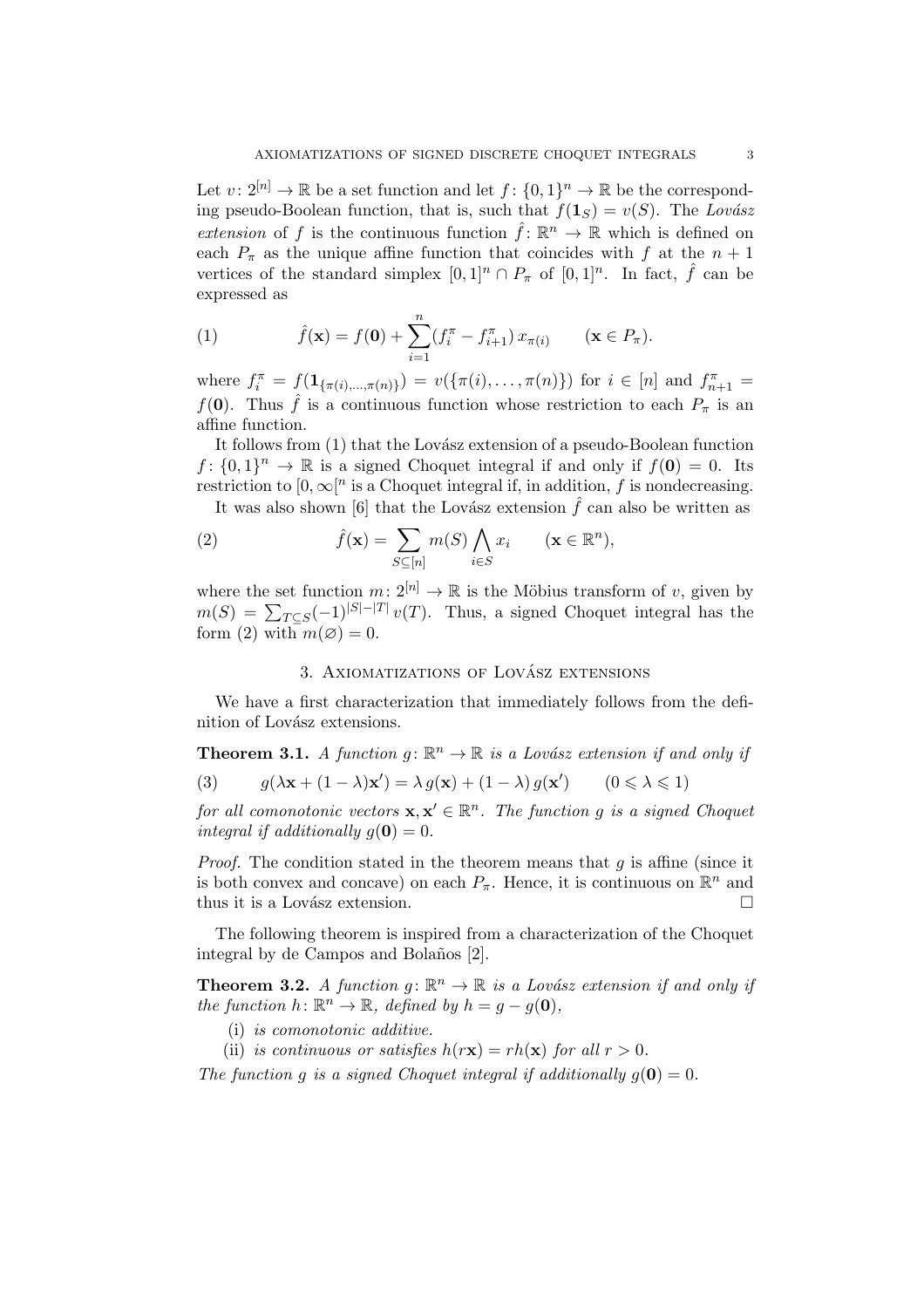Let $v\colon 2^{[n]} \to \mathbb{R}$ be a set function and let $f\colon \{0,1\}^n \to \mathbb{R}$ be the corresponding pseudo-Boolean function, that is, such that $f(\mathbf{1}_S) = v(S)$. The *Lovász extension* of $f$ is the continuous function $\hat{f}\colon \mathbb{R}^n \to \mathbb{R}$ which is defined on each $P_\pi$ as the unique affine function that coincides with $f$ at the $n+1$ vertices of the standard simplex $[0,1]^n \cap P_\pi$ of $[0,1]^n$. In fact, $\hat{f}$ can be expressed as

$$\hat{f}(\mathbf{x}) = f(\mathbf{0}) + \sum_{i=1}^{n} (f_i^\pi - f_{i+1}^\pi)\, x_{\pi(i)} \qquad (\mathbf{x} \in P_\pi). \tag{1}$$

where $f_i^\pi = f(\mathbf{1}_{\{\pi(i),\ldots,\pi(n)\}}) = v(\{\pi(i),\ldots,\pi(n)\})$ for $i \in [n]$ and $f_{n+1}^\pi = f(\mathbf{0})$. Thus $\hat{f}$ is a continuous function whose restriction to each $P_\pi$ is an affine function.

It follows from (1) that the Lovász extension of a pseudo-Boolean function $f\colon \{0,1\}^n \to \mathbb{R}$ is a signed Choquet integral if and only if $f(\mathbf{0}) = 0$. Its restriction to $[0,\infty[^n$ is a Choquet integral if, in addition, $f$ is nondecreasing.

It was also shown [6] that the Lovász extension $\hat{f}$ can also be written as

$$\hat{f}(\mathbf{x}) = \sum_{S \subseteq [n]} m(S) \bigwedge_{i \in S} x_i \qquad (\mathbf{x} \in \mathbb{R}^n), \tag{2}$$

where the set function $m\colon 2^{[n]} \to \mathbb{R}$ is the Möbius transform of $v$, given by $m(S) = \sum_{T \subseteq S} (-1)^{|S|-|T|}\, v(T)$. Thus, a signed Choquet integral has the form (2) with $m(\varnothing) = 0$.

## 3. Axiomatizations of Lovász extensions

We have a first characterization that immediately follows from the definition of Lovász extensions.

**Theorem 3.1.** *A function $g\colon \mathbb{R}^n \to \mathbb{R}$ is a Lovász extension if and only if*

$$g(\lambda\mathbf{x} + (1-\lambda)\mathbf{x}') = \lambda\, g(\mathbf{x}) + (1-\lambda)\, g(\mathbf{x}') \qquad (0 \leqslant \lambda \leqslant 1) \tag{3}$$

*for all comonotonic vectors $\mathbf{x}, \mathbf{x}' \in \mathbb{R}^n$. The function $g$ is a signed Choquet integral if additionally $g(\mathbf{0}) = 0$.*

*Proof.* The condition stated in the theorem means that $g$ is affine (since it is both convex and concave) on each $P_\pi$. Hence, it is continuous on $\mathbb{R}^n$ and thus it is a Lovász extension. $\square$

The following theorem is inspired from a characterization of the Choquet integral by de Campos and Bolaños [2].

**Theorem 3.2.** *A function $g\colon \mathbb{R}^n \to \mathbb{R}$ is a Lovász extension if and only if the function $h\colon \mathbb{R}^n \to \mathbb{R}$, defined by $h = g - g(\mathbf{0})$,*

(i) *is comonotonic additive.*

(ii) *is continuous or satisfies $h(r\mathbf{x}) = rh(\mathbf{x})$ for all $r > 0$.*

*The function $g$ is a signed Choquet integral if additionally $g(\mathbf{0}) = 0$.*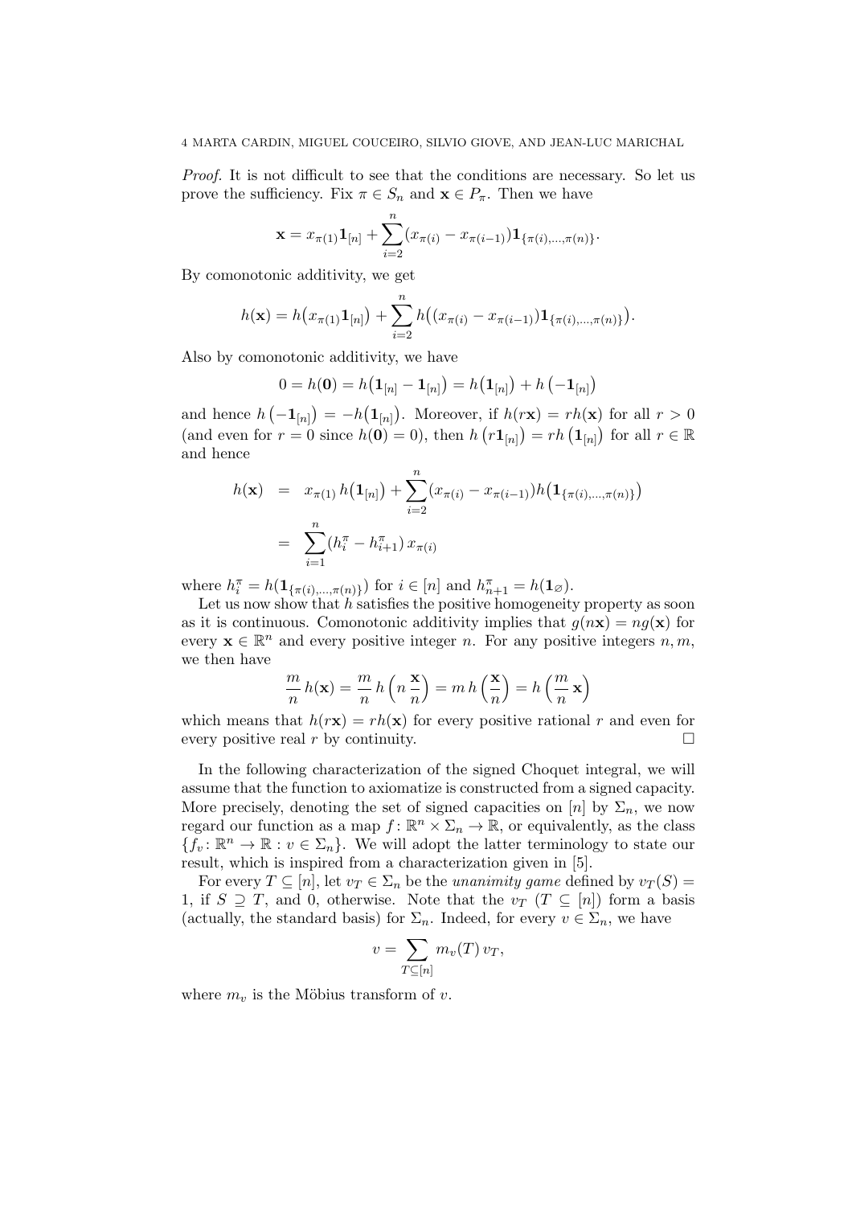*Proof.* It is not difficult to see that the conditions are necessary. So let us prove the sufficiency. Fix $\pi \in S_n$ and $\mathbf{x} \in P_\pi$. Then we have

$$\mathbf{x} = x_{\pi(1)}\mathbf{1}_{[n]} + \sum_{i=2}^{n}(x_{\pi(i)} - x_{\pi(i-1)})\mathbf{1}_{\{\pi(i),\ldots,\pi(n)\}}.$$

By comonotonic additivity, we get

$$h(\mathbf{x}) = h\big(x_{\pi(1)}\mathbf{1}_{[n]}\big) + \sum_{i=2}^{n} h\big((x_{\pi(i)} - x_{\pi(i-1)})\mathbf{1}_{\{\pi(i),\ldots,\pi(n)\}}\big).$$

Also by comonotonic additivity, we have

$$0 = h(\mathbf{0}) = h\big(\mathbf{1}_{[n]} - \mathbf{1}_{[n]}\big) = h\big(\mathbf{1}_{[n]}\big) + h\left(-\mathbf{1}_{[n]}\right)$$

and hence $h\left(-\mathbf{1}_{[n]}\right) = -h\big(\mathbf{1}_{[n]}\big)$. Moreover, if $h(r\mathbf{x}) = rh(\mathbf{x})$ for all $r > 0$ (and even for $r = 0$ since $h(\mathbf{0}) = 0$), then $h\left(r\mathbf{1}_{[n]}\right) = rh\left(\mathbf{1}_{[n]}\right)$ for all $r \in \mathbb{R}$ and hence

$$\begin{aligned}
h(\mathbf{x}) &= x_{\pi(1)}\, h\big(\mathbf{1}_{[n]}\big) + \sum_{i=2}^{n}(x_{\pi(i)} - x_{\pi(i-1)})h\big(\mathbf{1}_{\{\pi(i),\ldots,\pi(n)\}}\big) \\
&= \sum_{i=1}^{n}(h_i^\pi - h_{i+1}^\pi)\, x_{\pi(i)}
\end{aligned}$$

where $h_i^\pi = h(\mathbf{1}_{\{\pi(i),\ldots,\pi(n)\}})$ for $i \in [n]$ and $h_{n+1}^\pi = h(\mathbf{1}_\varnothing)$.

Let us now show that $h$ satisfies the positive homogeneity property as soon as it is continuous. Comonotonic additivity implies that $g(n\mathbf{x}) = ng(\mathbf{x})$ for every $\mathbf{x} \in \mathbb{R}^n$ and every positive integer $n$. For any positive integers $n, m$, we then have

$$\frac{m}{n}\, h(\mathbf{x}) = \frac{m}{n}\, h\left(n\,\frac{\mathbf{x}}{n}\right) = m\, h\left(\frac{\mathbf{x}}{n}\right) = h\left(\frac{m}{n}\,\mathbf{x}\right)$$

which means that $h(r\mathbf{x}) = rh(\mathbf{x})$ for every positive rational $r$ and even for every positive real $r$ by continuity. $\square$

In the following characterization of the signed Choquet integral, we will assume that the function to axiomatize is constructed from a signed capacity. More precisely, denoting the set of signed capacities on $[n]$ by $\Sigma_n$, we now regard our function as a map $f\colon \mathbb{R}^n \times \Sigma_n \to \mathbb{R}$, or equivalently, as the class $\{f_v\colon \mathbb{R}^n \to \mathbb{R} : v \in \Sigma_n\}$. We will adopt the latter terminology to state our result, which is inspired from a characterization given in [5].

For every $T \subseteq [n]$, let $v_T \in \Sigma_n$ be the *unanimity game* defined by $v_T(S) = 1$, if $S \supseteq T$, and 0, otherwise. Note that the $v_T$ ($T \subseteq [n]$) form a basis (actually, the standard basis) for $\Sigma_n$. Indeed, for every $v \in \Sigma_n$, we have

$$v = \sum_{T \subseteq [n]} m_v(T)\, v_T,$$

where $m_v$ is the Möbius transform of $v$.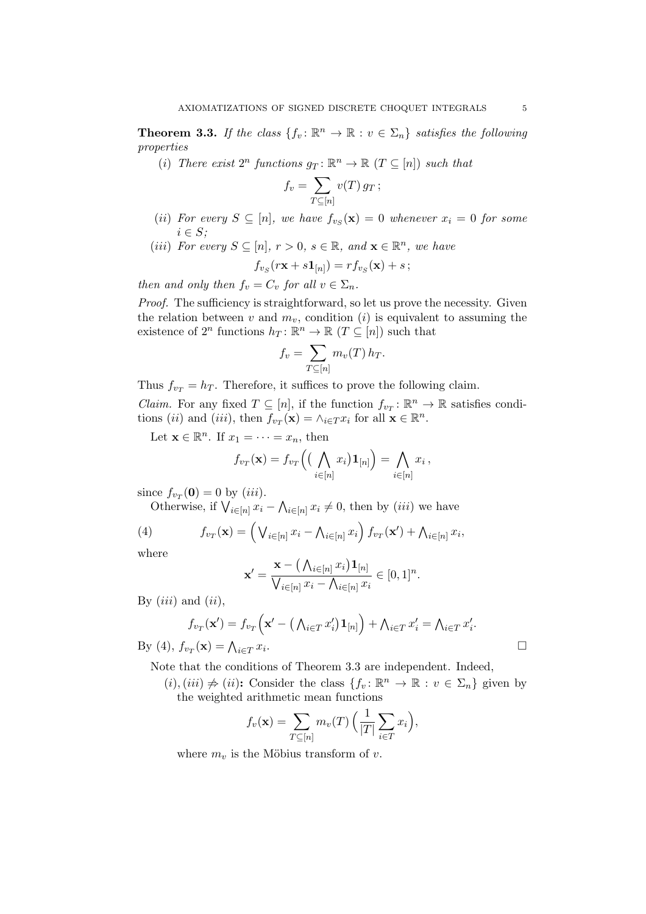**Theorem 3.3.** *If the class $\{f_v\colon \mathbb{R}^n \to \mathbb{R} : v \in \Sigma_n\}$ satisfies the following properties*

(*i*) *There exist $2^n$ functions $g_T\colon \mathbb{R}^n \to \mathbb{R}$ ($T \subseteq [n]$) such that*

$$f_v = \sum_{T\subseteq[n]} v(T)\, g_T\,;$$

(*ii*) *For every $S \subseteq [n]$, we have $f_{v_S}(\mathbf{x}) = 0$ whenever $x_i = 0$ for some $i \in S$;*

(*iii*) *For every $S \subseteq [n]$, $r > 0$, $s \in \mathbb{R}$, and $\mathbf{x} \in \mathbb{R}^n$, we have*

$$f_{v_S}(r\mathbf{x} + s\mathbf{1}_{[n]}) = r f_{v_S}(\mathbf{x}) + s\,;$$

*then and only then $f_v = C_v$ for all $v \in \Sigma_n$.*

*Proof.* The sufficiency is straightforward, so let us prove the necessity. Given the relation between $v$ and $m_v$, condition ($i$) is equivalent to assuming the existence of $2^n$ functions $h_T\colon \mathbb{R}^n \to \mathbb{R}$ ($T \subseteq [n]$) such that

$$f_v = \sum_{T\subseteq[n]} m_v(T)\, h_T.$$

Thus $f_{v_T} = h_T$. Therefore, it suffices to prove the following claim.

*Claim.* For any fixed $T \subseteq [n]$, if the function $f_{v_T}\colon \mathbb{R}^n \to \mathbb{R}$ satisfies conditions ($ii$) and ($iii$), then $f_{v_T}(\mathbf{x}) = \wedge_{i\in T} x_i$ for all $\mathbf{x} \in \mathbb{R}^n$.

Let $\mathbf{x} \in \mathbb{R}^n$. If $x_1 = \cdots = x_n$, then

$$f_{v_T}(\mathbf{x}) = f_{v_T}\Big(\big(\bigwedge_{i\in[n]} x_i\big)\mathbf{1}_{[n]}\Big) = \bigwedge_{i\in[n]} x_i\,,$$

since $f_{v_T}(\mathbf{0}) = 0$ by ($iii$).

Otherwise, if $\bigvee_{i\in[n]} x_i - \bigwedge_{i\in[n]} x_i \neq 0$, then by ($iii$) we have

$$f_{v_T}(\mathbf{x}) = \Big(\bigvee_{i\in[n]} x_i - \bigwedge_{i\in[n]} x_i\Big)\, f_{v_T}(\mathbf{x}') + \bigwedge_{i\in[n]} x_i, \tag{4}$$

where

$$\mathbf{x}' = \frac{\mathbf{x} - \big(\bigwedge_{i\in[n]} x_i\big)\mathbf{1}_{[n]}}{\bigvee_{i\in[n]} x_i - \bigwedge_{i\in[n]} x_i} \in [0,1]^n.$$

By ($iii$) and ($ii$),

$$f_{v_T}(\mathbf{x}') = f_{v_T}\Big(\mathbf{x}' - \big(\bigwedge_{i\in T} x'_i\big)\mathbf{1}_{[n]}\Big) + \bigwedge_{i\in T} x'_i = \bigwedge_{i\in T} x'_i.$$

By (4), $f_{v_T}(\mathbf{x}) = \bigwedge_{i\in T} x_i$. $\square$

Note that the conditions of Theorem 3.3 are independent. Indeed,

($i$), ($iii$) $\not\Rightarrow$ ($ii$)**:** Consider the class $\{f_v\colon \mathbb{R}^n \to \mathbb{R} : v \in \Sigma_n\}$ given by the weighted arithmetic mean functions

$$f_v(\mathbf{x}) = \sum_{T\subseteq[n]} m_v(T)\,\Big(\frac{1}{|T|}\sum_{i\in T} x_i\Big),$$

where $m_v$ is the Möbius transform of $v$.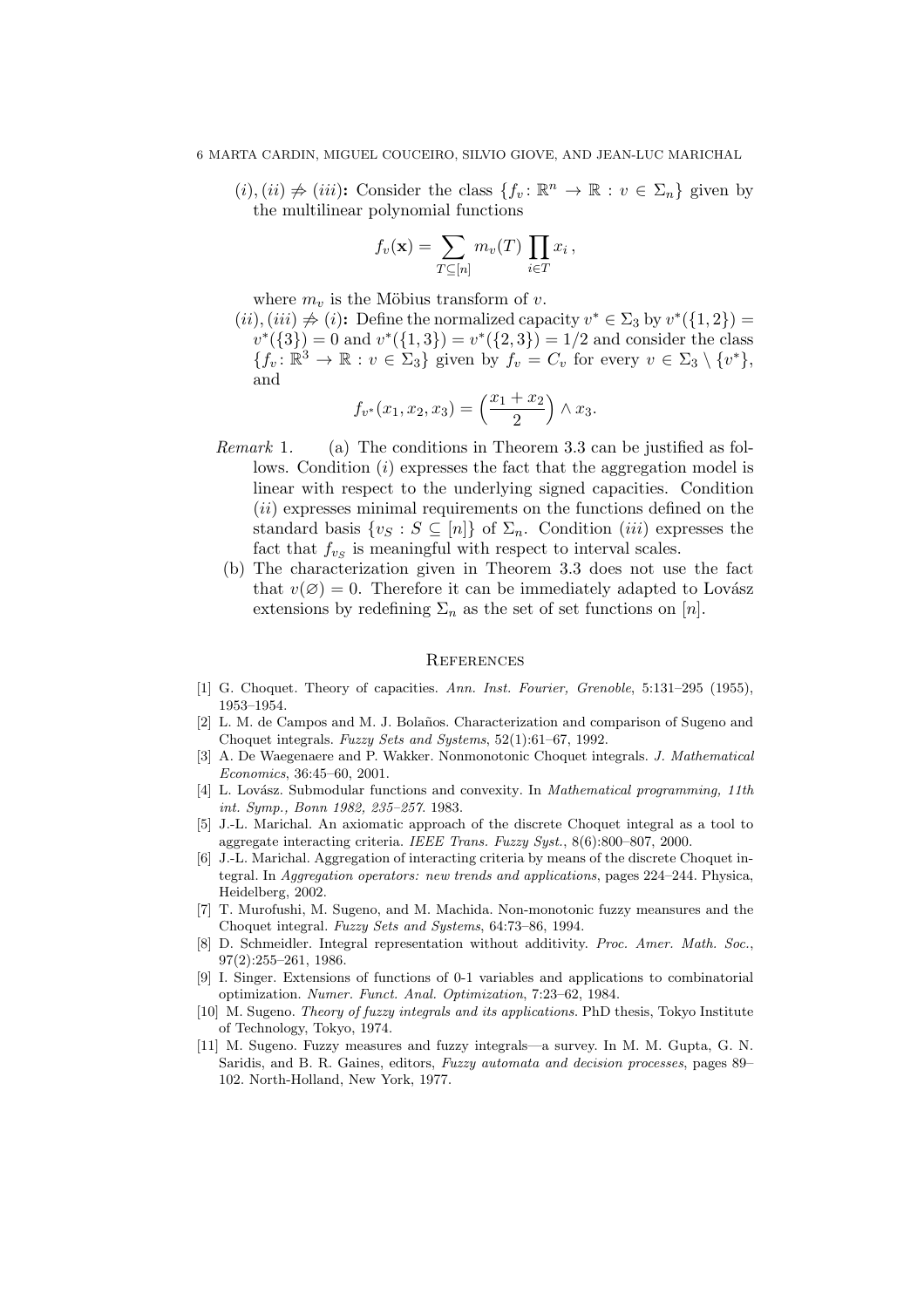$(i), (ii) \not\Rightarrow (iii)$**:** Consider the class $\{f_v \colon \mathbb{R}^n \to \mathbb{R} : v \in \Sigma_n\}$ given by the multilinear polynomial functions

$$f_v(\mathbf{x}) = \sum_{T \subseteq [n]} m_v(T) \prod_{i \in T} x_i \,,$$

where $m_v$ is the Möbius transform of $v$.

$(ii), (iii) \not\Rightarrow (i)$**:** Define the normalized capacity $v^* \in \Sigma_3$ by $v^*(\{1,2\}) = v^*(\{3\}) = 0$ and $v^*(\{1,3\}) = v^*(\{2,3\}) = 1/2$ and consider the class $\{f_v \colon \mathbb{R}^3 \to \mathbb{R} : v \in \Sigma_3\}$ given by $f_v = C_v$ for every $v \in \Sigma_3 \setminus \{v^*\}$, and

$$f_{v^*}(x_1, x_2, x_3) = \Big(\frac{x_1 + x_2}{2}\Big) \wedge x_3.$$

*Remark* 1. (a) The conditions in Theorem 3.3 can be justified as follows. Condition $(i)$ expresses the fact that the aggregation model is linear with respect to the underlying signed capacities. Condition $(ii)$ expresses minimal requirements on the functions defined on the standard basis $\{v_S : S \subseteq [n]\}$ of $\Sigma_n$. Condition $(iii)$ expresses the fact that $f_{v_S}$ is meaningful with respect to interval scales.

(b) The characterization given in Theorem 3.3 does not use the fact that $v(\varnothing) = 0$. Therefore it can be immediately adapted to Lovász extensions by redefining $\Sigma_n$ as the set of set functions on $[n]$.

## References

[1] G. Choquet. Theory of capacities. *Ann. Inst. Fourier, Grenoble*, 5:131–295 (1955), 1953–1954.

[2] L. M. de Campos and M. J. Bolaños. Characterization and comparison of Sugeno and Choquet integrals. *Fuzzy Sets and Systems*, 52(1):61–67, 1992.

[3] A. De Waegenaere and P. Wakker. Nonmonotonic Choquet integrals. *J. Mathematical Economics*, 36:45–60, 2001.

[4] L. Lovász. Submodular functions and convexity. In *Mathematical programming, 11th int. Symp., Bonn 1982, 235–257*. 1983.

[5] J.-L. Marichal. An axiomatic approach of the discrete Choquet integral as a tool to aggregate interacting criteria. *IEEE Trans. Fuzzy Syst.*, 8(6):800–807, 2000.

[6] J.-L. Marichal. Aggregation of interacting criteria by means of the discrete Choquet integral. In *Aggregation operators: new trends and applications*, pages 224–244. Physica, Heidelberg, 2002.

[7] T. Murofushi, M. Sugeno, and M. Machida. Non-monotonic fuzzy meansures and the Choquet integral. *Fuzzy Sets and Systems*, 64:73–86, 1994.

[8] D. Schmeidler. Integral representation without additivity. *Proc. Amer. Math. Soc.*, 97(2):255–261, 1986.

[9] I. Singer. Extensions of functions of 0-1 variables and applications to combinatorial optimization. *Numer. Funct. Anal. Optimization*, 7:23–62, 1984.

[10] M. Sugeno. *Theory of fuzzy integrals and its applications*. PhD thesis, Tokyo Institute of Technology, Tokyo, 1974.

[11] M. Sugeno. Fuzzy measures and fuzzy integrals—a survey. In M. M. Gupta, G. N. Saridis, and B. R. Gaines, editors, *Fuzzy automata and decision processes*, pages 89–102. North-Holland, New York, 1977.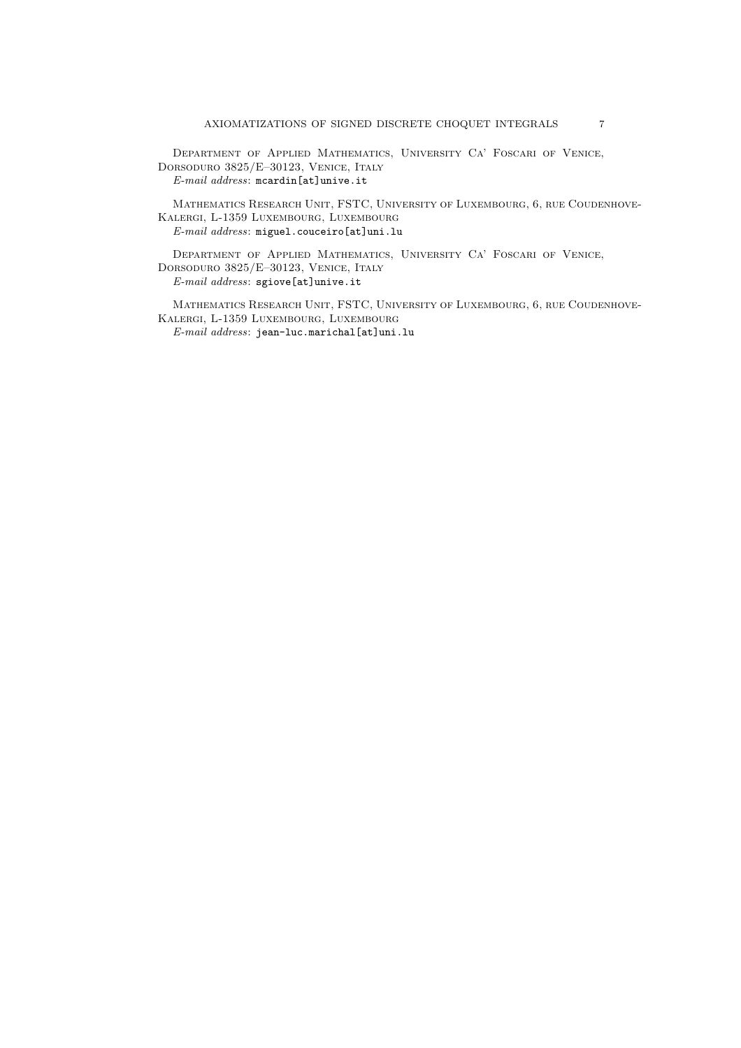Department of Applied Mathematics, University Ca' Foscari of Venice, Dorsoduro 3825/E–30123, Venice, Italy
*E-mail address*: `mcardin[at]unive.it`

Mathematics Research Unit, FSTC, University of Luxembourg, 6, rue Coudenhove-Kalergi, L-1359 Luxembourg, Luxembourg
*E-mail address*: `miguel.couceiro[at]uni.lu`

Department of Applied Mathematics, University Ca' Foscari of Venice, Dorsoduro 3825/E–30123, Venice, Italy
*E-mail address*: `sgiove[at]unive.it`

Mathematics Research Unit, FSTC, University of Luxembourg, 6, rue Coudenhove-Kalergi, L-1359 Luxembourg, Luxembourg
*E-mail address*: `jean-luc.marichal[at]uni.lu`